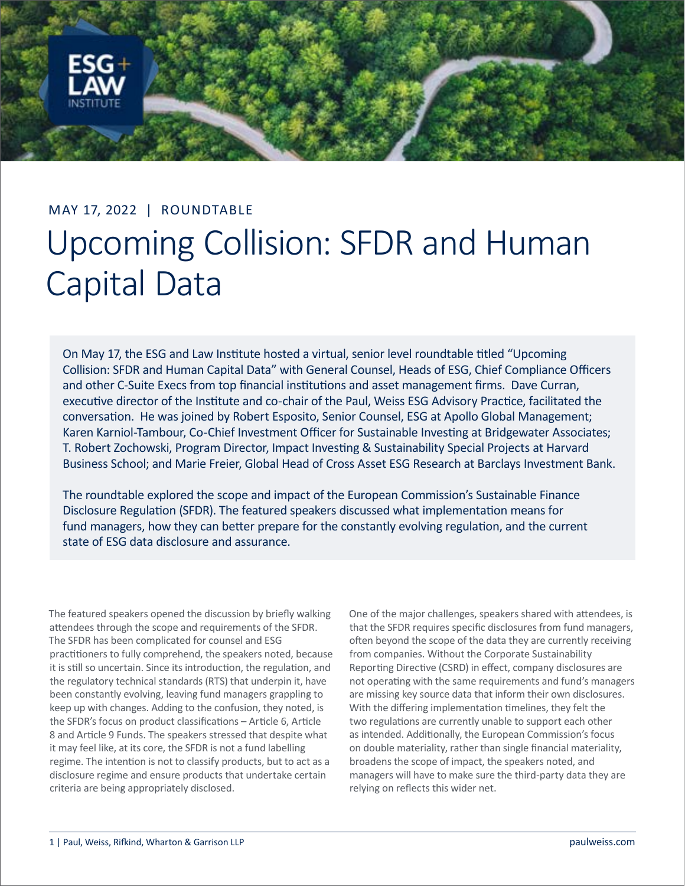MAY 17, 2022 | ROUNDTABLE

# Upcoming Collision: SFDR and Human Capital Data

On May 17, the ESG and Law Institute hosted a virtual, senior level roundtable titled "Upcoming Collision: SFDR and Human Capital Data" with General Counsel, Heads of ESG, Chief Compliance Officers and other C-Suite Execs from top financial institutions and asset management firms. Dave Curran, executive director of the Institute and co-chair of the Paul, Weiss ESG Advisory Practice, facilitated the conversation. He was joined by Robert Esposito, Senior Counsel, ESG at Apollo Global Management; Karen Karniol-Tambour, Co-Chief Investment Officer for Sustainable Investing at Bridgewater Associates; T. Robert Zochowski, Program Director, Impact Investing & Sustainability Special Projects at Harvard Business School; and Marie Freier, Global Head of Cross Asset ESG Research at Barclays Investment Bank.

The roundtable explored the scope and impact of the European Commission's Sustainable Finance Disclosure Regulation (SFDR). The featured speakers discussed what implementation means for fund managers, how they can better prepare for the constantly evolving regulation, and the current state of ESG data disclosure and assurance.

The featured speakers opened the discussion by briefly walking attendees through the scope and requirements of the SFDR. The SFDR has been complicated for counsel and ESG practitioners to fully comprehend, the speakers noted, because it is still so uncertain. Since its introduction, the regulation, and the regulatory technical standards (RTS) that underpin it, have been constantly evolving, leaving fund managers grappling to keep up with changes. Adding to the confusion, they noted, is the SFDR's focus on product classifications – Article 6, Article 8 and Article 9 Funds. The speakers stressed that despite what it may feel like, at its core, the SFDR is not a fund labelling regime. The intention is not to classify products, but to act as a disclosure regime and ensure products that undertake certain criteria are being appropriately disclosed.

One of the major challenges, speakers shared with attendees, is that the SFDR requires specific disclosures from fund managers, often beyond the scope of the data they are currently receiving from companies. Without the Corporate Sustainability Reporting Directive (CSRD) in effect, company disclosures are not operating with the same requirements and fund's managers are missing key source data that inform their own disclosures. With the differing implementation timelines, they felt the two regulations are currently unable to support each other as intended. Additionally, the European Commission's focus on double materiality, rather than single financial materiality, broadens the scope of impact, the speakers noted, and managers will have to make sure the third-party data they are relying on reflects this wider net.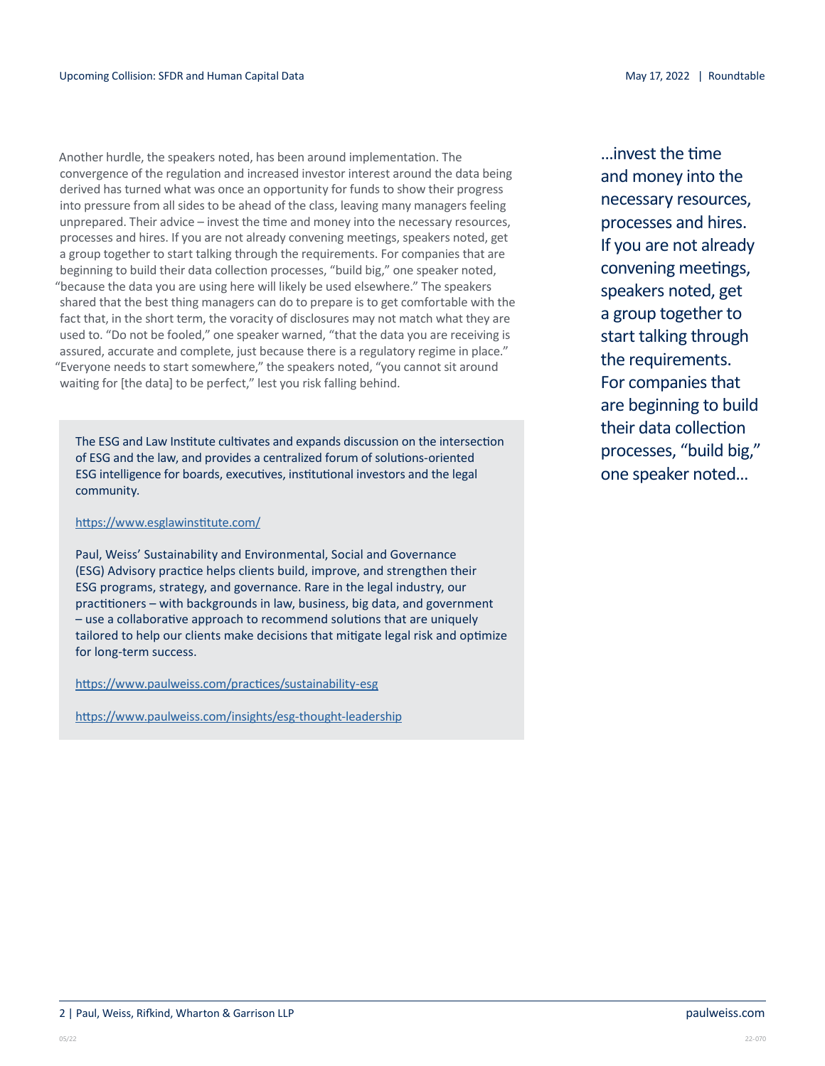Another hurdle, the speakers noted, has been around implementation. The convergence of the regulation and increased investor interest around the data being derived has turned what was once an opportunity for funds to show their progress into pressure from all sides to be ahead of the class, leaving many managers feeling unprepared. Their advice – invest the time and money into the necessary resources, processes and hires. If you are not already convening meetings, speakers noted, get a group together to start talking through the requirements. For companies that are beginning to build their data collection processes, "build big," one speaker noted, "because the data you are using here will likely be used elsewhere." The speakers shared that the best thing managers can do to prepare is to get comfortable with the fact that, in the short term, the voracity of disclosures may not match what they are used to. "Do not be fooled," one speaker warned, "that the data you are receiving is assured, accurate and complete, just because there is a regulatory regime in place." "Everyone needs to start somewhere," the speakers noted, "you cannot sit around waiting for [the data] to be perfect," lest you risk falling behind.

> ...invest the time and money into the necessary resources, processes and hires. If you are not already convening meetings, speakers noted, get a group together to start talking through the requirements. For companies that are beginning to build their data collection processes, "build big," one speaker noted...

The ESG and Law Institute cultivates and expands discussion on the intersection of ESG and the law, and provides a centralized forum of solutions-oriented ESG intelligence for boards, executives, institutional investors and the legal community.

https://www.esglawinstitute.com/

Paul, Weiss' Sustainability and Environmental, Social and Governance (ESG) Advisory practice helps clients build, improve, and strengthen their ESG programs, strategy, and governance. Rare in the legal industry, our practitioners – with backgrounds in law, business, big data, and government – use a collaborative approach to recommend solutions that are uniquely tailored to help our clients make decisions that mitigate legal risk and optimize for long-term success.

https://www.paulweiss.com/practices/sustainability-esg

https://www.paulweiss.com/insights/esg-thought-leadership